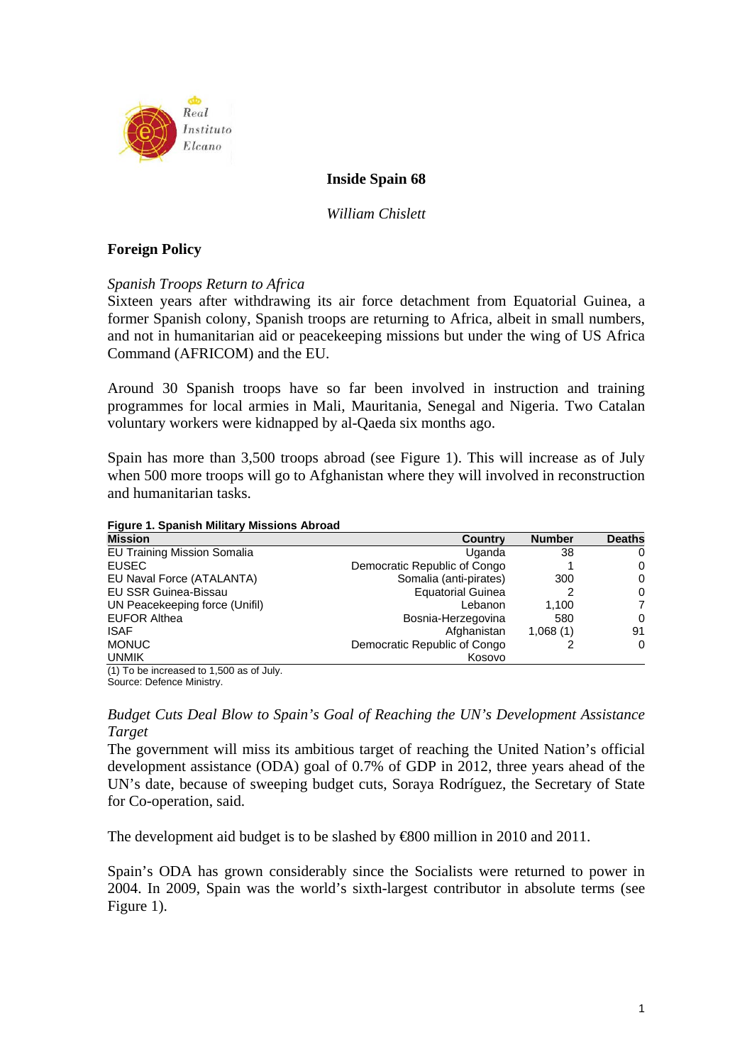# Inside Spain 68

*William Chislett*

## Foreign Policy

### *Spanish Troops Return to Africa*

Sixteen years after withdrawing its air force detachment from Equatorial Guinea, a former Spanish colony, Spanish troops are returning to Africa, albeit in small numbers, and not in humanitarian aid or peacekeeping missions but under the wing of US Africa Command (AFRICOM) and the EU.

Around 30 Spanish troops have so far been involved in instruction and training programmes for local armies in Mali, Mauritania, Senegal and Nigeria. Two Catalan voluntary workers were kidnapped by al-Qaeda six months ago.

Spain has more than 3,500 troops abroad (see Figure 1). This will increase as of July when 500 more troops will go to Afghanistan where they will involved in reconstruction and humanitarian tasks.

**Figure 1. Spanish Military Missions Abroad**

| Mission | Country | Number | Deaths |
|---|---:|---:|---:|
| EU Training Mission Somalia | Uganda | 38 | 0 |
| EUSEC | Democratic Republic of Congo | 1 | 0 |
| EU Naval Force (ATALANTA) | Somalia (anti-pirates) | 300 | 0 |
| EU SSR Guinea-Bissau | Equatorial Guinea | 2 | 0 |
| UN Peacekeeping force (Unifil) | Lebanon | 1,100 | 7 |
| EUFOR Althea | Bosnia-Herzegovina | 580 | 0 |
| ISAF | Afghanistan | 1,068 (1) | 91 |
| MONUC | Democratic Republic of Congo | 2 | 0 |
| UNMIK | Kosovo | | |

(1) To be increased to 1,500 as of July.
Source: Defence Ministry.

### *Budget Cuts Deal Blow to Spain's Goal of Reaching the UN's Development Assistance Target*

The government will miss its ambitious target of reaching the United Nation's official development assistance (ODA) goal of 0.7% of GDP in 2012, three years ahead of the UN's date, because of sweeping budget cuts, Soraya Rodríguez, the Secretary of State for Co-operation, said.

The development aid budget is to be slashed by €800 million in 2010 and 2011.

Spain's ODA has grown considerably since the Socialists were returned to power in 2004. In 2009, Spain was the world's sixth-largest contributor in absolute terms (see Figure 1).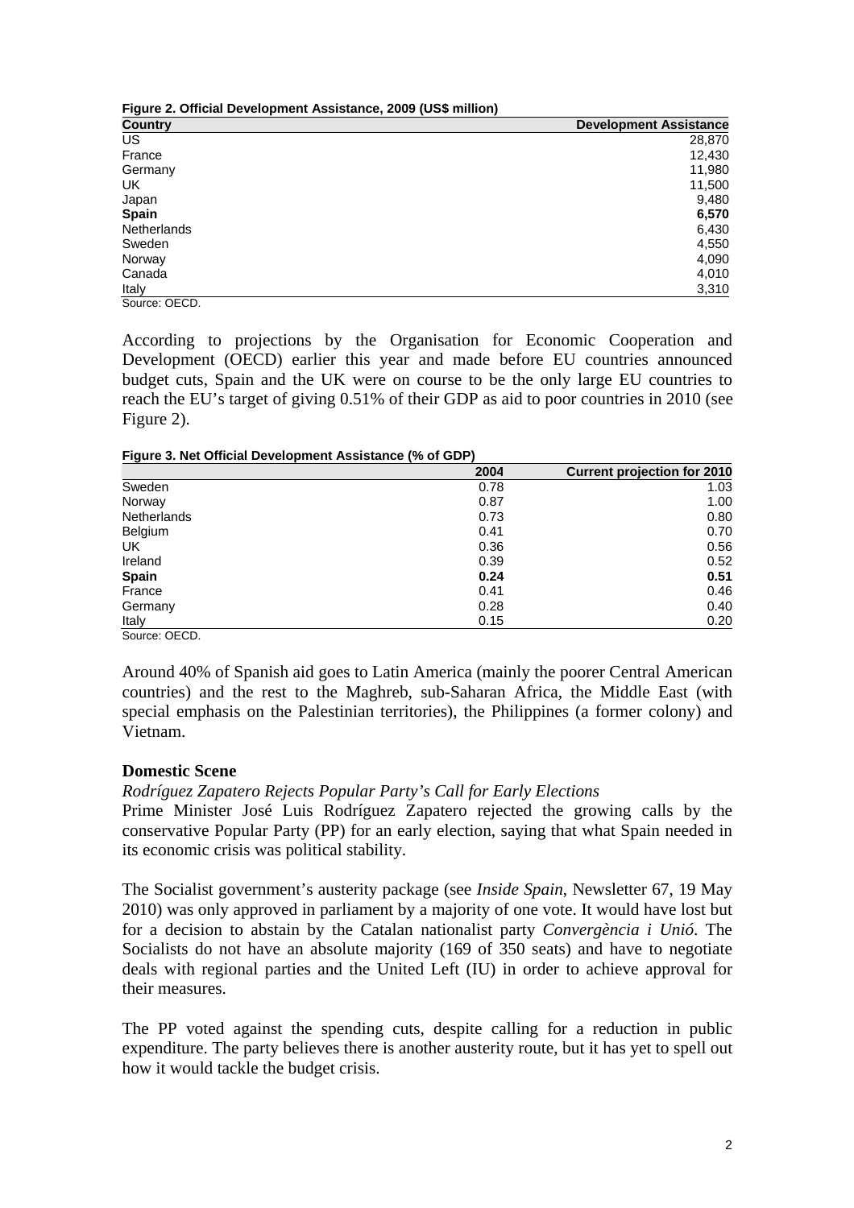**Figure 2. Official Development Assistance, 2009 (US$ million)**

| Country | Development Assistance |
|---|---|
| US | 28,870 |
| France | 12,430 |
| Germany | 11,980 |
| UK | 11,500 |
| Japan | 9,480 |
| **Spain** | **6,570** |
| Netherlands | 6,430 |
| Sweden | 4,550 |
| Norway | 4,090 |
| Canada | 4,010 |
| Italy | 3,310 |

Source: OECD.

According to projections by the Organisation for Economic Cooperation and Development (OECD) earlier this year and made before EU countries announced budget cuts, Spain and the UK were on course to be the only large EU countries to reach the EU's target of giving 0.51% of their GDP as aid to poor countries in 2010 (see Figure 2).

**Figure 3. Net Official Development Assistance (% of GDP)**

| | 2004 | Current projection for 2010 |
|---|---|---|
| Sweden | 0.78 | 1.03 |
| Norway | 0.87 | 1.00 |
| Netherlands | 0.73 | 0.80 |
| Belgium | 0.41 | 0.70 |
| UK | 0.36 | 0.56 |
| Ireland | 0.39 | 0.52 |
| **Spain** | **0.24** | **0.51** |
| France | 0.41 | 0.46 |
| Germany | 0.28 | 0.40 |
| Italy | 0.15 | 0.20 |

Source: OECD.

Around 40% of Spanish aid goes to Latin America (mainly the poorer Central American countries) and the rest to the Maghreb, sub-Saharan Africa, the Middle East (with special emphasis on the Palestinian territories), the Philippines (a former colony) and Vietnam.

## Domestic Scene

*Rodríguez Zapatero Rejects Popular Party's Call for Early Elections*

Prime Minister José Luis Rodríguez Zapatero rejected the growing calls by the conservative Popular Party (PP) for an early election, saying that what Spain needed in its economic crisis was political stability.

The Socialist government's austerity package (see *Inside Spain*, Newsletter 67, 19 May 2010) was only approved in parliament by a majority of one vote. It would have lost but for a decision to abstain by the Catalan nationalist party *Convergència i Unió*. The Socialists do not have an absolute majority (169 of 350 seats) and have to negotiate deals with regional parties and the United Left (IU) in order to achieve approval for their measures.

The PP voted against the spending cuts, despite calling for a reduction in public expenditure. The party believes there is another austerity route, but it has yet to spell out how it would tackle the budget crisis.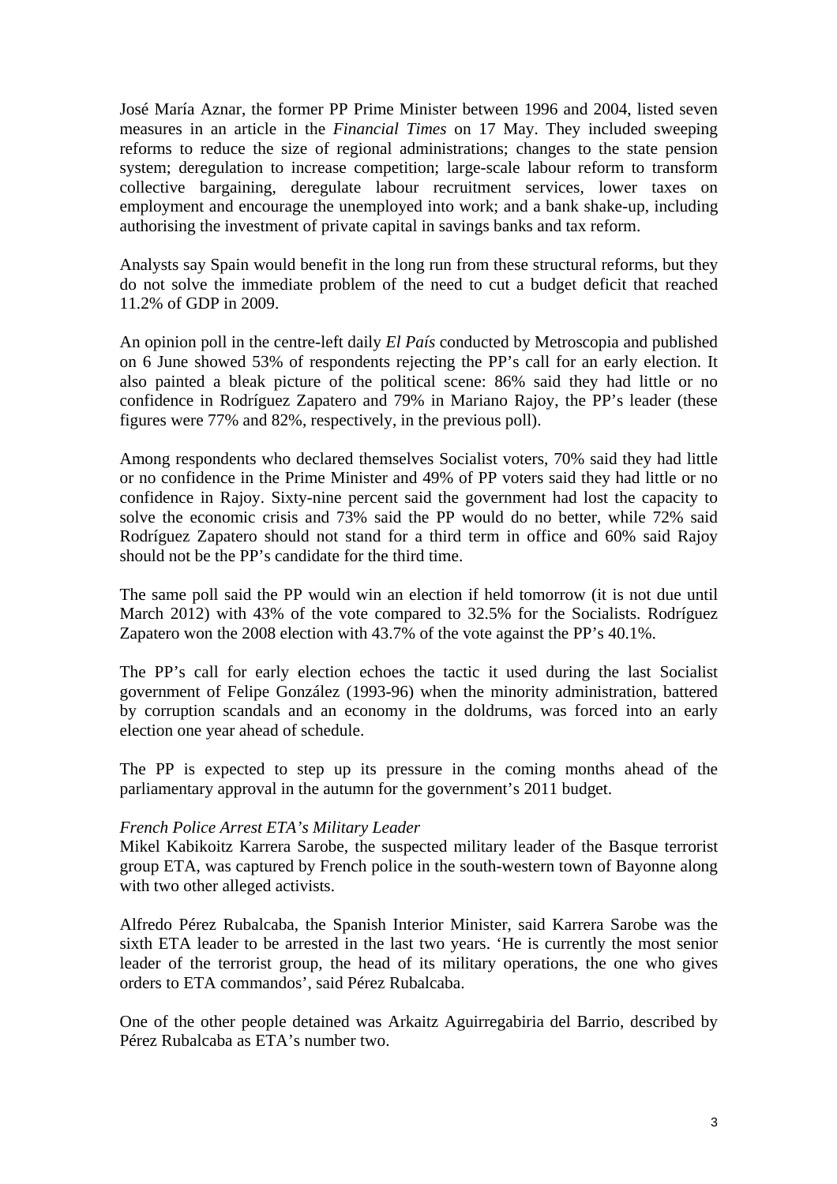José María Aznar, the former PP Prime Minister between 1996 and 2004, listed seven measures in an article in the *Financial Times* on 17 May. They included sweeping reforms to reduce the size of regional administrations; changes to the state pension system; deregulation to increase competition; large-scale labour reform to transform collective bargaining, deregulate labour recruitment services, lower taxes on employment and encourage the unemployed into work; and a bank shake-up, including authorising the investment of private capital in savings banks and tax reform.

Analysts say Spain would benefit in the long run from these structural reforms, but they do not solve the immediate problem of the need to cut a budget deficit that reached 11.2% of GDP in 2009.

An opinion poll in the centre-left daily *El País* conducted by Metroscopia and published on 6 June showed 53% of respondents rejecting the PP's call for an early election. It also painted a bleak picture of the political scene: 86% said they had little or no confidence in Rodríguez Zapatero and 79% in Mariano Rajoy, the PP's leader (these figures were 77% and 82%, respectively, in the previous poll).

Among respondents who declared themselves Socialist voters, 70% said they had little or no confidence in the Prime Minister and 49% of PP voters said they had little or no confidence in Rajoy. Sixty-nine percent said the government had lost the capacity to solve the economic crisis and 73% said the PP would do no better, while 72% said Rodríguez Zapatero should not stand for a third term in office and 60% said Rajoy should not be the PP's candidate for the third time.

The same poll said the PP would win an election if held tomorrow (it is not due until March 2012) with 43% of the vote compared to 32.5% for the Socialists. Rodríguez Zapatero won the 2008 election with 43.7% of the vote against the PP's 40.1%.

The PP's call for early election echoes the tactic it used during the last Socialist government of Felipe González (1993-96) when the minority administration, battered by corruption scandals and an economy in the doldrums, was forced into an early election one year ahead of schedule.

The PP is expected to step up its pressure in the coming months ahead of the parliamentary approval in the autumn for the government's 2011 budget.

*French Police Arrest ETA's Military Leader*

Mikel Kabikoitz Karrera Sarobe, the suspected military leader of the Basque terrorist group ETA, was captured by French police in the south-western town of Bayonne along with two other alleged activists.

Alfredo Pérez Rubalcaba, the Spanish Interior Minister, said Karrera Sarobe was the sixth ETA leader to be arrested in the last two years. 'He is currently the most senior leader of the terrorist group, the head of its military operations, the one who gives orders to ETA commandos', said Pérez Rubalcaba.

One of the other people detained was Arkaitz Aguirregabiria del Barrio, described by Pérez Rubalcaba as ETA's number two.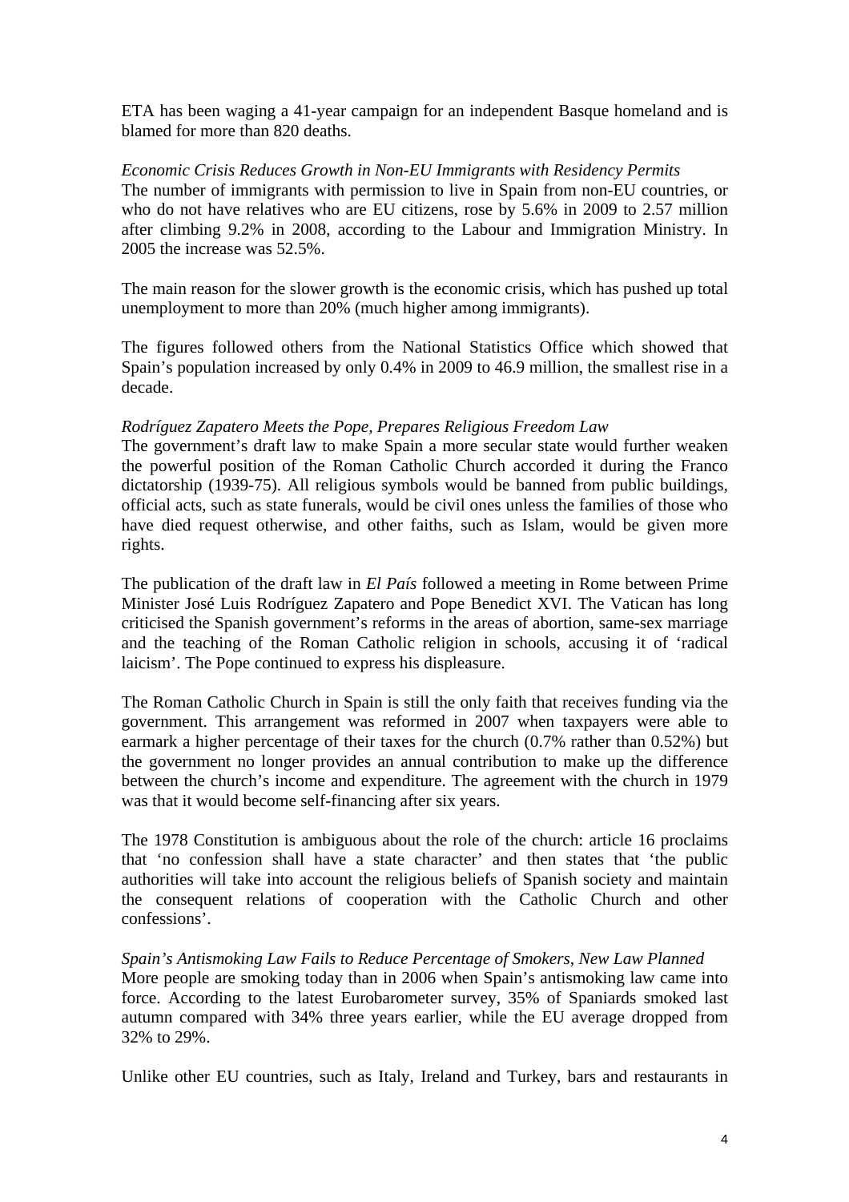ETA has been waging a 41-year campaign for an independent Basque homeland and is blamed for more than 820 deaths.

*Economic Crisis Reduces Growth in Non-EU Immigrants with Residency Permits*

The number of immigrants with permission to live in Spain from non-EU countries, or who do not have relatives who are EU citizens, rose by 5.6% in 2009 to 2.57 million after climbing 9.2% in 2008, according to the Labour and Immigration Ministry. In 2005 the increase was 52.5%.

The main reason for the slower growth is the economic crisis, which has pushed up total unemployment to more than 20% (much higher among immigrants).

The figures followed others from the National Statistics Office which showed that Spain's population increased by only 0.4% in 2009 to 46.9 million, the smallest rise in a decade.

*Rodríguez Zapatero Meets the Pope, Prepares Religious Freedom Law*

The government's draft law to make Spain a more secular state would further weaken the powerful position of the Roman Catholic Church accorded it during the Franco dictatorship (1939-75). All religious symbols would be banned from public buildings, official acts, such as state funerals, would be civil ones unless the families of those who have died request otherwise, and other faiths, such as Islam, would be given more rights.

The publication of the draft law in *El País* followed a meeting in Rome between Prime Minister José Luis Rodríguez Zapatero and Pope Benedict XVI. The Vatican has long criticised the Spanish government's reforms in the areas of abortion, same-sex marriage and the teaching of the Roman Catholic religion in schools, accusing it of 'radical laicism'. The Pope continued to express his displeasure.

The Roman Catholic Church in Spain is still the only faith that receives funding via the government. This arrangement was reformed in 2007 when taxpayers were able to earmark a higher percentage of their taxes for the church (0.7% rather than 0.52%) but the government no longer provides an annual contribution to make up the difference between the church's income and expenditure. The agreement with the church in 1979 was that it would become self-financing after six years.

The 1978 Constitution is ambiguous about the role of the church: article 16 proclaims that 'no confession shall have a state character' and then states that 'the public authorities will take into account the religious beliefs of Spanish society and maintain the consequent relations of cooperation with the Catholic Church and other confessions'.

*Spain's Antismoking Law Fails to Reduce Percentage of Smokers, New Law Planned*

More people are smoking today than in 2006 when Spain's antismoking law came into force. According to the latest Eurobarometer survey, 35% of Spaniards smoked last autumn compared with 34% three years earlier, while the EU average dropped from 32% to 29%.

Unlike other EU countries, such as Italy, Ireland and Turkey, bars and restaurants in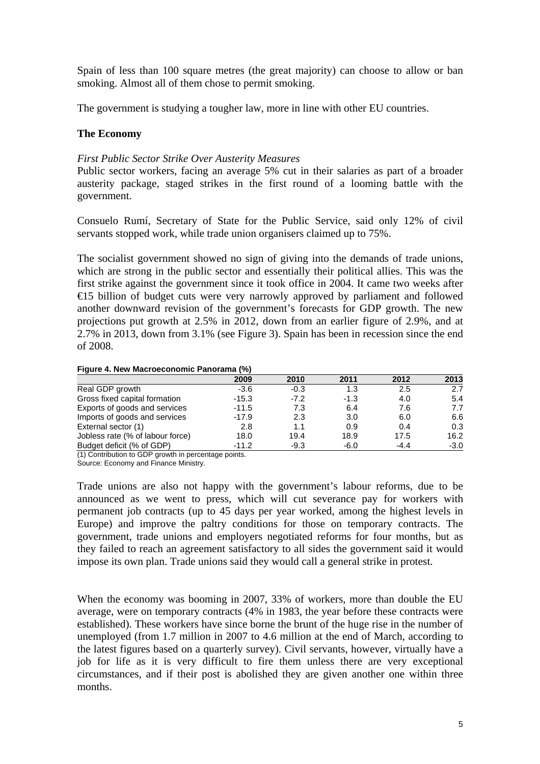Spain of less than 100 square metres (the great majority) can choose to allow or ban smoking. Almost all of them chose to permit smoking.

The government is studying a tougher law, more in line with other EU countries.

### The Economy

*First Public Sector Strike Over Austerity Measures*
Public sector workers, facing an average 5% cut in their salaries as part of a broader austerity package, staged strikes in the first round of a looming battle with the government.

Consuelo Rumí, Secretary of State for the Public Service, said only 12% of civil servants stopped work, while trade union organisers claimed up to 75%.

The socialist government showed no sign of giving into the demands of trade unions, which are strong in the public sector and essentially their political allies. This was the first strike against the government since it took office in 2004. It came two weeks after €15 billion of budget cuts were very narrowly approved by parliament and followed another downward revision of the government's forecasts for GDP growth. The new projections put growth at 2.5% in 2012, down from an earlier figure of 2.9%, and at 2.7% in 2013, down from 3.1% (see Figure 3). Spain has been in recession since the end of 2008.

**Figure 4. New Macroeconomic Panorama (%)**

| | 2009 | 2010 | 2011 | 2012 | 2013 |
|---|---|---|---|---|---|
| Real GDP growth | -3.6 | -0.3 | 1.3 | 2.5 | 2.7 |
| Gross fixed capital formation | -15.3 | -7.2 | -1.3 | 4.0 | 5.4 |
| Exports of goods and services | -11.5 | 7.3 | 6.4 | 7.6 | 7.7 |
| Imports of goods and services | -17.9 | 2.3 | 3.0 | 6.0 | 6.6 |
| External sector (1) | 2.8 | 1.1 | 0.9 | 0.4 | 0.3 |
| Jobless rate (% of labour force) | 18.0 | 19.4 | 18.9 | 17.5 | 16.2 |
| Budget deficit (% of GDP) | -11.2 | -9.3 | -6.0 | -4.4 | -3.0 |

(1) Contribution to GDP growth in percentage points.
Source: Economy and Finance Ministry.

Trade unions are also not happy with the government's labour reforms, due to be announced as we went to press, which will cut severance pay for workers with permanent job contracts (up to 45 days per year worked, among the highest levels in Europe) and improve the paltry conditions for those on temporary contracts. The government, trade unions and employers negotiated reforms for four months, but as they failed to reach an agreement satisfactory to all sides the government said it would impose its own plan. Trade unions said they would call a general strike in protest.

When the economy was booming in 2007, 33% of workers, more than double the EU average, were on temporary contracts (4% in 1983, the year before these contracts were established). These workers have since borne the brunt of the huge rise in the number of unemployed (from 1.7 million in 2007 to 4.6 million at the end of March, according to the latest figures based on a quarterly survey). Civil servants, however, virtually have a job for life as it is very difficult to fire them unless there are very exceptional circumstances, and if their post is abolished they are given another one within three months.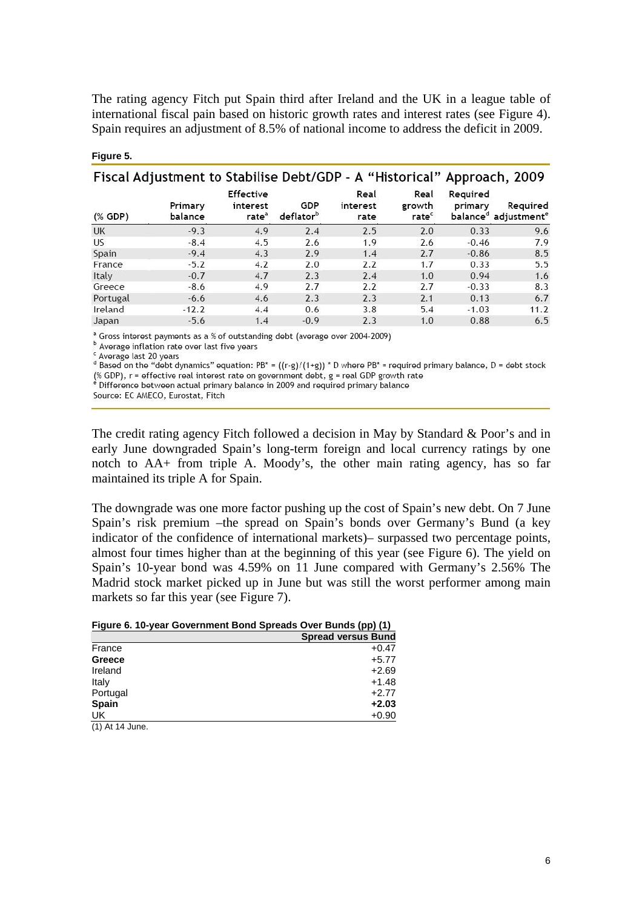The rating agency Fitch put Spain third after Ireland and the UK in a league table of international fiscal pain based on historic growth rates and interest rates (see Figure 4). Spain requires an adjustment of 8.5% of national income to address the deficit in 2009.

**Figure 5.**

**Fiscal Adjustment to Stabilise Debt/GDP – A "Historical" Approach, 2009**

| (% GDP) | Primary balance | Effective interest rate[a] | GDP deflator[b] | Real interest rate | Real growth rate[c] | Required primary balance[d] | Required adjustment[e] |
|---|---|---|---|---|---|---|---|
| UK | -9.3 | 4.9 | 2.4 | 2.5 | 2.0 | 0.33 | 9.6 |
| US | -8.4 | 4.5 | 2.6 | 1.9 | 2.6 | -0.46 | 7.9 |
| Spain | -9.4 | 4.3 | 2.9 | 1.4 | 2.7 | -0.86 | 8.5 |
| France | -5.2 | 4.2 | 2.0 | 2.2 | 1.7 | 0.33 | 5.5 |
| Italy | -0.7 | 4.7 | 2.3 | 2.4 | 1.0 | 0.94 | 1.6 |
| Greece | -8.6 | 4.9 | 2.7 | 2.2 | 2.7 | -0.33 | 8.3 |
| Portugal | -6.6 | 4.6 | 2.3 | 2.3 | 2.1 | 0.13 | 6.7 |
| Ireland | -12.2 | 4.4 | 0.6 | 3.8 | 5.4 | -1.03 | 11.2 |
| Japan | -5.6 | 1.4 | -0.9 | 2.3 | 1.0 | 0.88 | 6.5 |

[a] Gross interest payments as a % of outstanding debt (average over 2004-2009)
[b] Average inflation rate over last five years
[c] Average last 20 years
[d] Based on the "debt dynamics" equation: $PB^* = ((r-g)/(1+g)) * D$ where $PB^*$ = required primary balance, D = debt stock (% GDP), r = effective real interest rate on government debt, g = real GDP growth rate
[e] Difference between actual primary balance in 2009 and required primary balance
Source: EC AMECO, Eurostat, Fitch

The credit rating agency Fitch followed a decision in May by Standard & Poor's and in early June downgraded Spain's long-term foreign and local currency ratings by one notch to AA+ from triple A. Moody's, the other main rating agency, has so far maintained its triple A for Spain.

The downgrade was one more factor pushing up the cost of Spain's new debt. On 7 June Spain's risk premium –the spread on Spain's bonds over Germany's Bund (a key indicator of the confidence of international markets)– surpassed two percentage points, almost four times higher than at the beginning of this year (see Figure 6). The yield on Spain's 10-year bond was 4.59% on 11 June compared with Germany's 2.56% The Madrid stock market picked up in June but was still the worst performer among main markets so far this year (see Figure 7).

**Figure 6. 10-year Government Bond Spreads Over Bunds (pp) (1)**

| | Spread versus Bund |
|---|---|
| France | +0.47 |
| **Greece** | +5.77 |
| Ireland | +2.69 |
| Italy | +1.48 |
| Portugal | +2.77 |
| **Spain** | **+2.03** |
| UK | +0.90 |

(1) At 14 June.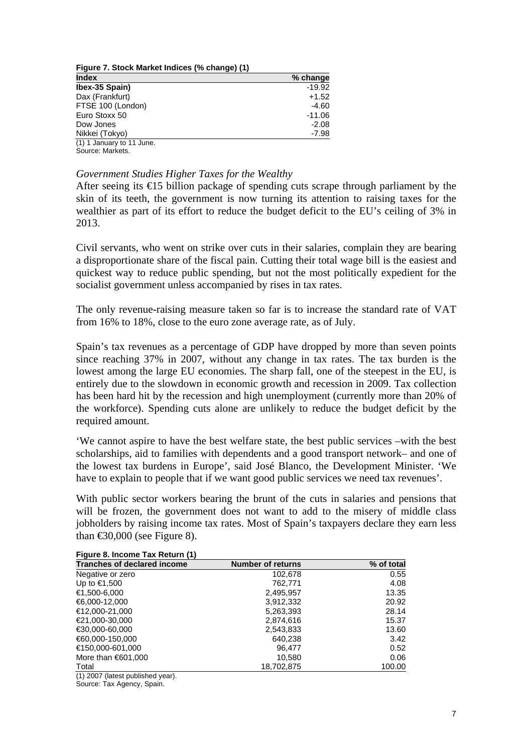**Figure 7. Stock Market Indices (% change) (1)**

| Index | % change |
|---|---|
| **Ibex-35 Spain)** | -19.92 |
| Dax (Frankfurt) | +1.52 |
| FTSE 100 (London) | -4.60 |
| Euro Stoxx 50 | -11.06 |
| Dow Jones | -2.08 |
| Nikkei (Tokyo) | -7.98 |

(1) 1 January to 11 June.
Source: Markets.

*Government Studies Higher Taxes for the Wealthy*

After seeing its €15 billion package of spending cuts scrape through parliament by the skin of its teeth, the government is now turning its attention to raising taxes for the wealthier as part of its effort to reduce the budget deficit to the EU's ceiling of 3% in 2013.

Civil servants, who went on strike over cuts in their salaries, complain they are bearing a disproportionate share of the fiscal pain. Cutting their total wage bill is the easiest and quickest way to reduce public spending, but not the most politically expedient for the socialist government unless accompanied by rises in tax rates.

The only revenue-raising measure taken so far is to increase the standard rate of VAT from 16% to 18%, close to the euro zone average rate, as of July.

Spain's tax revenues as a percentage of GDP have dropped by more than seven points since reaching 37% in 2007, without any change in tax rates. The tax burden is the lowest among the large EU economies. The sharp fall, one of the steepest in the EU, is entirely due to the slowdown in economic growth and recession in 2009. Tax collection has been hard hit by the recession and high unemployment (currently more than 20% of the workforce). Spending cuts alone are unlikely to reduce the budget deficit by the required amount.

'We cannot aspire to have the best welfare state, the best public services –with the best scholarships, aid to families with dependents and a good transport network– and one of the lowest tax burdens in Europe', said José Blanco, the Development Minister. 'We have to explain to people that if we want good public services we need tax revenues'.

With public sector workers bearing the brunt of the cuts in salaries and pensions that will be frozen, the government does not want to add to the misery of middle class jobholders by raising income tax rates. Most of Spain's taxpayers declare they earn less than €30,000 (see Figure 8).

**Figure 8. Income Tax Return (1)**

| Tranches of declared income | Number of returns | % of total |
|---|---|---|
| Negative or zero | 102,678 | 0.55 |
| Up to €1,500 | 762,771 | 4.08 |
| €1,500-6,000 | 2,495,957 | 13.35 |
| €6,000-12,000 | 3,912,332 | 20.92 |
| €12,000-21,000 | 5,263,393 | 28.14 |
| €21,000-30,000 | 2,874,616 | 15.37 |
| €30,000-60,000 | 2,543,833 | 13.60 |
| €60,000-150,000 | 640,238 | 3.42 |
| €150,000-601,000 | 96,477 | 0.52 |
| More than €601,000 | 10,580 | 0.06 |
| Total | 18,702,875 | 100.00 |

(1) 2007 (latest published year).
Source: Tax Agency, Spain.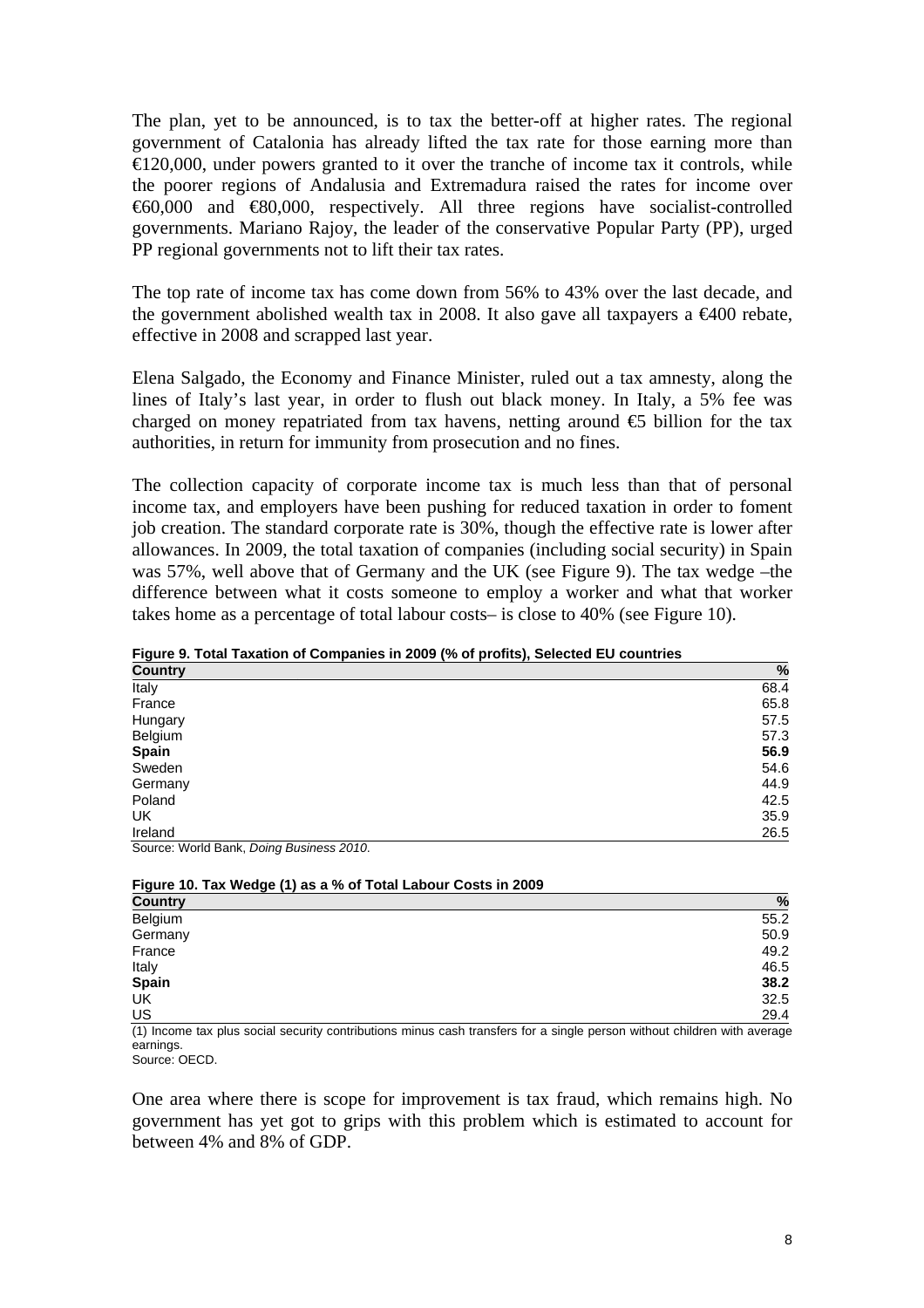The plan, yet to be announced, is to tax the better-off at higher rates. The regional government of Catalonia has already lifted the tax rate for those earning more than €120,000, under powers granted to it over the tranche of income tax it controls, while the poorer regions of Andalusia and Extremadura raised the rates for income over €60,000 and €80,000, respectively. All three regions have socialist-controlled governments. Mariano Rajoy, the leader of the conservative Popular Party (PP), urged PP regional governments not to lift their tax rates.

The top rate of income tax has come down from 56% to 43% over the last decade, and the government abolished wealth tax in 2008. It also gave all taxpayers a €400 rebate, effective in 2008 and scrapped last year.

Elena Salgado, the Economy and Finance Minister, ruled out a tax amnesty, along the lines of Italy's last year, in order to flush out black money. In Italy, a 5% fee was charged on money repatriated from tax havens, netting around €5 billion for the tax authorities, in return for immunity from prosecution and no fines.

The collection capacity of corporate income tax is much less than that of personal income tax, and employers have been pushing for reduced taxation in order to foment job creation. The standard corporate rate is 30%, though the effective rate is lower after allowances. In 2009, the total taxation of companies (including social security) in Spain was 57%, well above that of Germany and the UK (see Figure 9). The tax wedge –the difference between what it costs someone to employ a worker and what that worker takes home as a percentage of total labour costs– is close to 40% (see Figure 10).

**Figure 9. Total Taxation of Companies in 2009 (% of profits), Selected EU countries**

| Country | % |
|---|---|
| Italy | 68.4 |
| France | 65.8 |
| Hungary | 57.5 |
| Belgium | 57.3 |
| **Spain** | **56.9** |
| Sweden | 54.6 |
| Germany | 44.9 |
| Poland | 42.5 |
| UK | 35.9 |
| Ireland | 26.5 |

Source: World Bank, *Doing Business 2010*.

**Figure 10. Tax Wedge (1) as a % of Total Labour Costs in 2009**

| Country | % |
|---|---|
| Belgium | 55.2 |
| Germany | 50.9 |
| France | 49.2 |
| Italy | 46.5 |
| **Spain** | **38.2** |
| UK | 32.5 |
| US | 29.4 |

(1) Income tax plus social security contributions minus cash transfers for a single person without children with average earnings.
Source: OECD.

One area where there is scope for improvement is tax fraud, which remains high. No government has yet got to grips with this problem which is estimated to account for between 4% and 8% of GDP.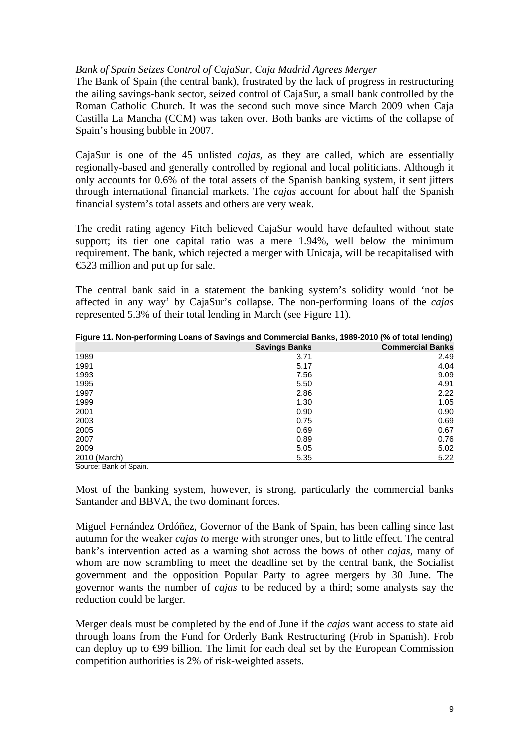*Bank of Spain Seizes Control of CajaSur, Caja Madrid Agrees Merger*

The Bank of Spain (the central bank), frustrated by the lack of progress in restructuring the ailing savings-bank sector, seized control of CajaSur, a small bank controlled by the Roman Catholic Church. It was the second such move since March 2009 when Caja Castilla La Mancha (CCM) was taken over. Both banks are victims of the collapse of Spain's housing bubble in 2007.

CajaSur is one of the 45 unlisted *cajas*, as they are called, which are essentially regionally-based and generally controlled by regional and local politicians. Although it only accounts for 0.6% of the total assets of the Spanish banking system, it sent jitters through international financial markets. The *cajas* account for about half the Spanish financial system's total assets and others are very weak.

The credit rating agency Fitch believed CajaSur would have defaulted without state support; its tier one capital ratio was a mere 1.94%, well below the minimum requirement. The bank, which rejected a merger with Unicaja, will be recapitalised with €523 million and put up for sale.

The central bank said in a statement the banking system's solidity would 'not be affected in any way' by CajaSur's collapse. The non-performing loans of the *cajas* represented 5.3% of their total lending in March (see Figure 11).

**Figure 11. Non-performing Loans of Savings and Commercial Banks, 1989-2010 (% of total lending)**

| | Savings Banks | Commercial Banks |
|---|---|---|
| 1989 | 3.71 | 2.49 |
| 1991 | 5.17 | 4.04 |
| 1993 | 7.56 | 9.09 |
| 1995 | 5.50 | 4.91 |
| 1997 | 2.86 | 2.22 |
| 1999 | 1.30 | 1.05 |
| 2001 | 0.90 | 0.90 |
| 2003 | 0.75 | 0.69 |
| 2005 | 0.69 | 0.67 |
| 2007 | 0.89 | 0.76 |
| 2009 | 5.05 | 5.02 |
| 2010 (March) | 5.35 | 5.22 |

Source: Bank of Spain.

Most of the banking system, however, is strong, particularly the commercial banks Santander and BBVA, the two dominant forces.

Miguel Fernández Ordóñez, Governor of the Bank of Spain, has been calling since last autumn for the weaker *cajas t*o merge with stronger ones, but to little effect. The central bank's intervention acted as a warning shot across the bows of other *cajas*, many of whom are now scrambling to meet the deadline set by the central bank, the Socialist government and the opposition Popular Party to agree mergers by 30 June. The governor wants the number of *cajas* to be reduced by a third; some analysts say the reduction could be larger.

Merger deals must be completed by the end of June if the *cajas* want access to state aid through loans from the Fund for Orderly Bank Restructuring (Frob in Spanish). Frob can deploy up to €99 billion. The limit for each deal set by the European Commission competition authorities is 2% of risk-weighted assets.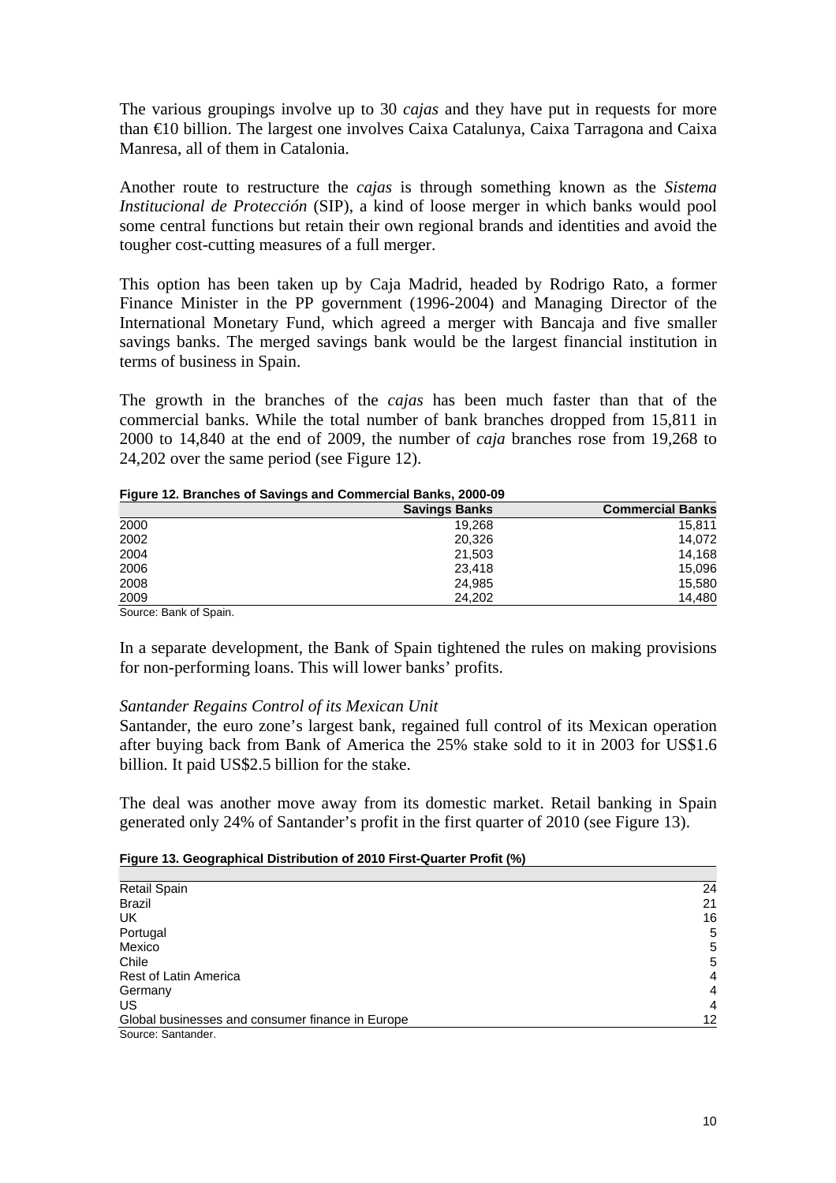The various groupings involve up to 30 *cajas* and they have put in requests for more than €10 billion. The largest one involves Caixa Catalunya, Caixa Tarragona and Caixa Manresa, all of them in Catalonia.

Another route to restructure the *cajas* is through something known as the *Sistema Institucional de Protección* (SIP), a kind of loose merger in which banks would pool some central functions but retain their own regional brands and identities and avoid the tougher cost-cutting measures of a full merger.

This option has been taken up by Caja Madrid, headed by Rodrigo Rato, a former Finance Minister in the PP government (1996-2004) and Managing Director of the International Monetary Fund, which agreed a merger with Bancaja and five smaller savings banks. The merged savings bank would be the largest financial institution in terms of business in Spain.

The growth in the branches of the *cajas* has been much faster than that of the commercial banks. While the total number of bank branches dropped from 15,811 in 2000 to 14,840 at the end of 2009, the number of *caja* branches rose from 19,268 to 24,202 over the same period (see Figure 12).

**Figure 12. Branches of Savings and Commercial Banks, 2000-09**

| | Savings Banks | Commercial Banks |
|---|---|---|
| 2000 | 19,268 | 15,811 |
| 2002 | 20,326 | 14,072 |
| 2004 | 21,503 | 14,168 |
| 2006 | 23,418 | 15,096 |
| 2008 | 24,985 | 15,580 |
| 2009 | 24,202 | 14,480 |

Source: Bank of Spain.

In a separate development, the Bank of Spain tightened the rules on making provisions for non-performing loans. This will lower banks' profits.

*Santander Regains Control of its Mexican Unit*

Santander, the euro zone's largest bank, regained full control of its Mexican operation after buying back from Bank of America the 25% stake sold to it in 2003 for US$1.6 billion. It paid US$2.5 billion for the stake.

The deal was another move away from its domestic market. Retail banking in Spain generated only 24% of Santander's profit in the first quarter of 2010 (see Figure 13).

**Figure 13. Geographical Distribution of 2010 First-Quarter Profit (%)**

| | |
|---|---|
| Retail Spain | 24 |
| Brazil | 21 |
| UK | 16 |
| Portugal | 5 |
| Mexico | 5 |
| Chile | 5 |
| Rest of Latin America | 4 |
| Germany | 4 |
| US | 4 |
| Global businesses and consumer finance in Europe | 12 |

Source: Santander.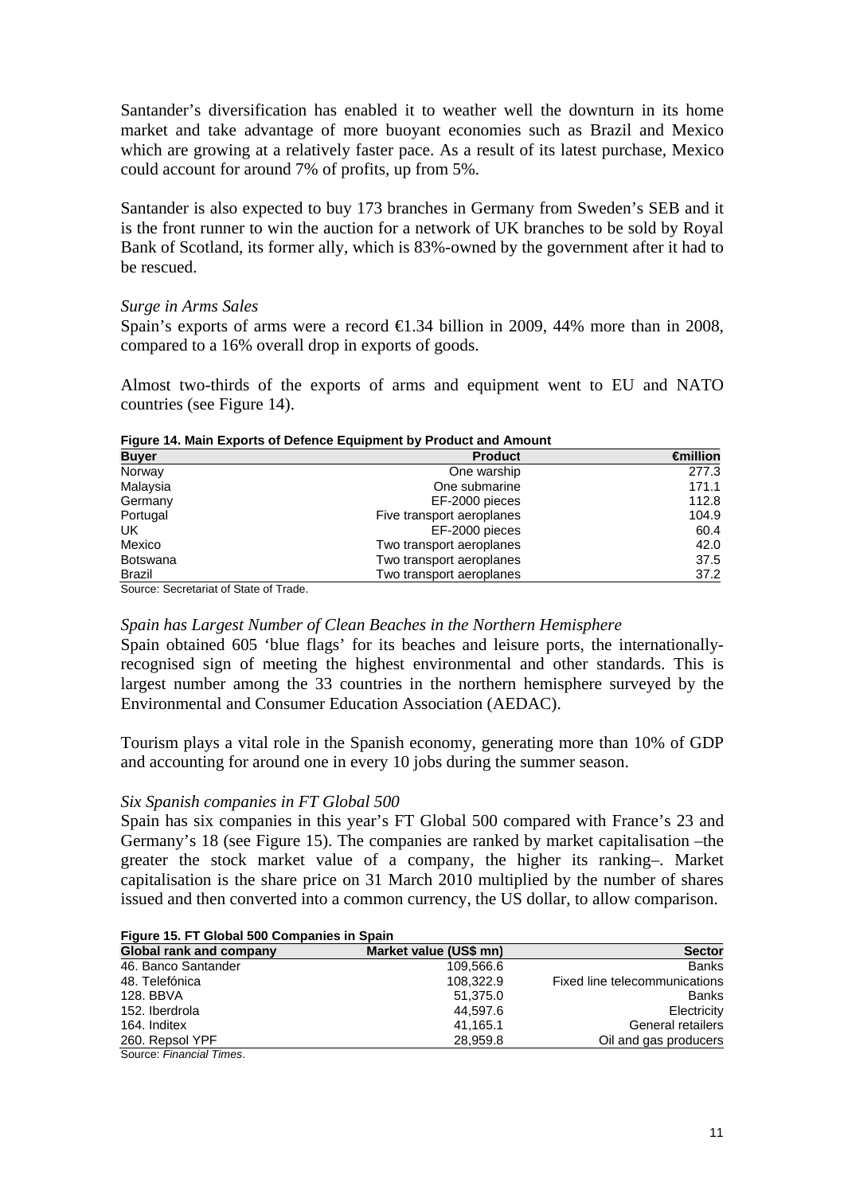Santander's diversification has enabled it to weather well the downturn in its home market and take advantage of more buoyant economies such as Brazil and Mexico which are growing at a relatively faster pace. As a result of its latest purchase, Mexico could account for around 7% of profits, up from 5%.

Santander is also expected to buy 173 branches in Germany from Sweden's SEB and it is the front runner to win the auction for a network of UK branches to be sold by Royal Bank of Scotland, its former ally, which is 83%-owned by the government after it had to be rescued.

*Surge in Arms Sales*

Spain's exports of arms were a record €1.34 billion in 2009, 44% more than in 2008, compared to a 16% overall drop in exports of goods.

Almost two-thirds of the exports of arms and equipment went to EU and NATO countries (see Figure 14).

**Figure 14. Main Exports of Defence Equipment by Product and Amount**

| Buyer | Product | €million |
|---|---|---|
| Norway | One warship | 277.3 |
| Malaysia | One submarine | 171.1 |
| Germany | EF-2000 pieces | 112.8 |
| Portugal | Five transport aeroplanes | 104.9 |
| UK | EF-2000 pieces | 60.4 |
| Mexico | Two transport aeroplanes | 42.0 |
| Botswana | Two transport aeroplanes | 37.5 |
| Brazil | Two transport aeroplanes | 37.2 |

Source: Secretariat of State of Trade.

*Spain has Largest Number of Clean Beaches in the Northern Hemisphere*

Spain obtained 605 'blue flags' for its beaches and leisure ports, the internationally-recognised sign of meeting the highest environmental and other standards. This is largest number among the 33 countries in the northern hemisphere surveyed by the Environmental and Consumer Education Association (AEDAC).

Tourism plays a vital role in the Spanish economy, generating more than 10% of GDP and accounting for around one in every 10 jobs during the summer season.

*Six Spanish companies in FT Global 500*

Spain has six companies in this year's FT Global 500 compared with France's 23 and Germany's 18 (see Figure 15). The companies are ranked by market capitalisation –the greater the stock market value of a company, the higher its ranking–. Market capitalisation is the share price on 31 March 2010 multiplied by the number of shares issued and then converted into a common currency, the US dollar, to allow comparison.

**Figure 15. FT Global 500 Companies in Spain**

| Global rank and company | Market value (US$ mn) | Sector |
|---|---|---|
| 46. Banco Santander | 109,566.6 | Banks |
| 48. Telefónica | 108,322.9 | Fixed line telecommunications |
| 128. BBVA | 51,375.0 | Banks |
| 152. Iberdrola | 44,597.6 | Electricity |
| 164. Inditex | 41,165.1 | General retailers |
| 260. Repsol YPF | 28,959.8 | Oil and gas producers |

Source: *Financial Times*.